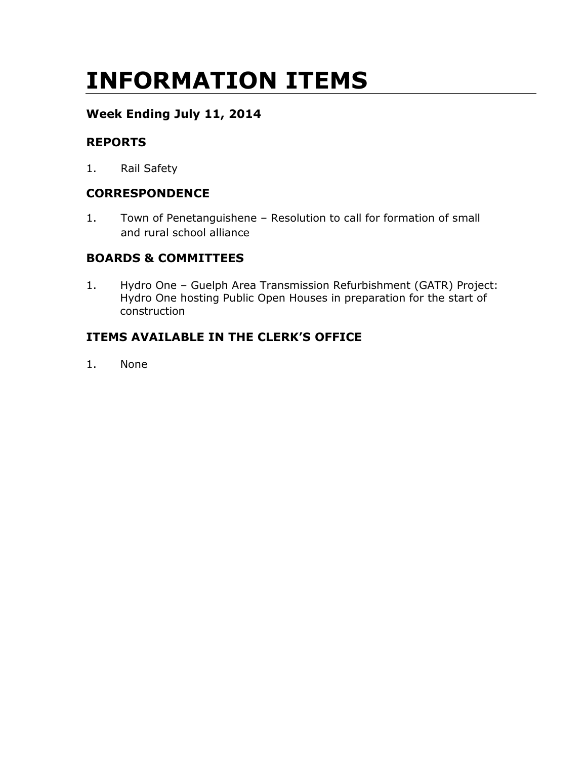# INFORMATION ITEMS

### Week Ending July 11, 2014

### REPORTS

1. Rail Safety

### CORRESPONDENCE

1. Town of Penetanguishene – Resolution to call for formation of small and rural school alliance

### BOARDS & COMMITTEES

1. Hydro One – Guelph Area Transmission Refurbishment (GATR) Project: Hydro One hosting Public Open Houses in preparation for the start of construction

### ITEMS AVAILABLE IN THE CLERK'S OFFICE

1. None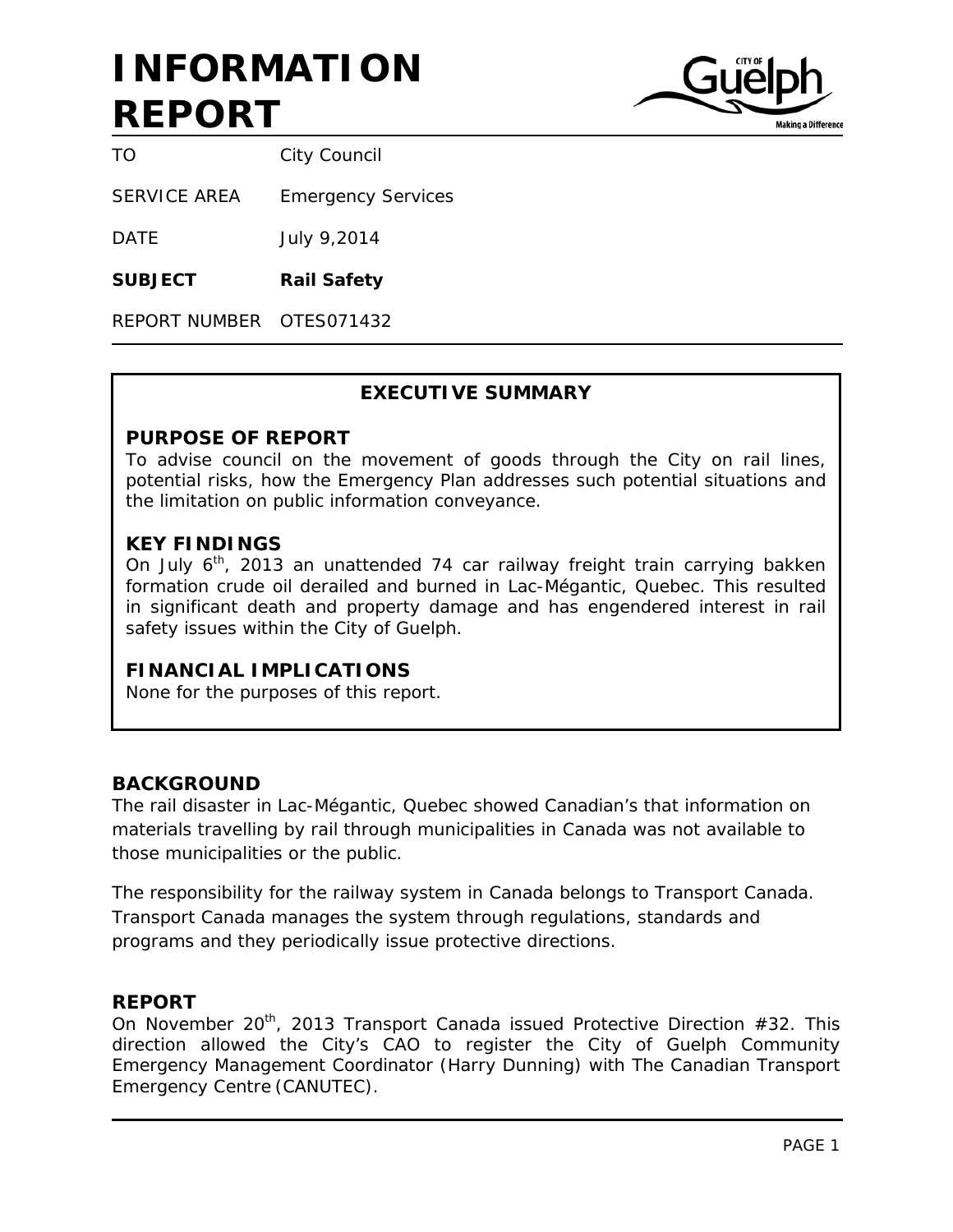# INFORMATION REPORT

| | |
|---|---|
| TO | City Council |
| SERVICE AREA | Emergency Services |
| DATE | July 9,2014 |
| **SUBJECT** | **Rail Safety** |
| REPORT NUMBER | OTES071432 |

## EXECUTIVE SUMMARY

### PURPOSE OF REPORT

To advise council on the movement of goods through the City on rail lines, potential risks, how the Emergency Plan addresses such potential situations and the limitation on public information conveyance.

### KEY FINDINGS

On July 6th, 2013 an unattended 74 car railway freight train carrying bakken formation crude oil derailed and burned in Lac-Mégantic, Quebec. This resulted in significant death and property damage and has engendered interest in rail safety issues within the City of Guelph.

### FINANCIAL IMPLICATIONS

None for the purposes of this report.

## BACKGROUND

The rail disaster in Lac-Mégantic, Quebec showed Canadian's that information on materials travelling by rail through municipalities in Canada was not available to those municipalities or the public.

The responsibility for the railway system in Canada belongs to Transport Canada. Transport Canada manages the system through regulations, standards and programs and they periodically issue protective directions.

## REPORT

On November 20th, 2013 Transport Canada issued Protective Direction #32. This direction allowed the City's CAO to register the City of Guelph Community Emergency Management Coordinator (Harry Dunning) with The Canadian Transport Emergency Centre (CANUTEC).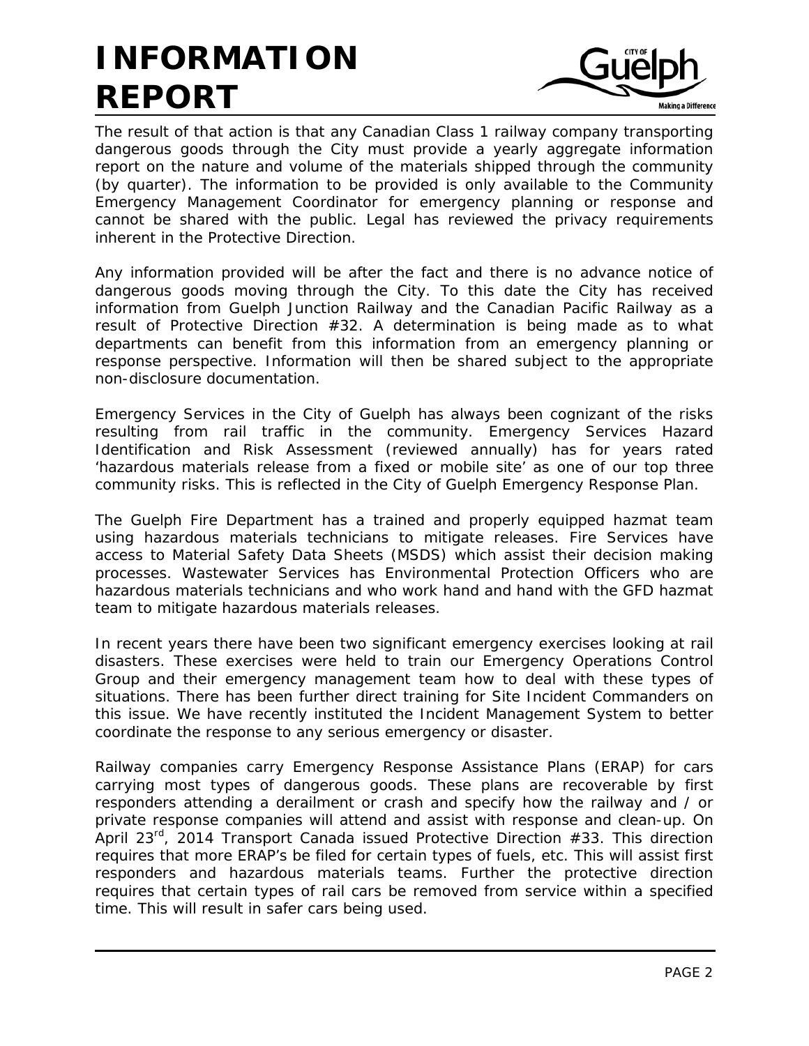The result of that action is that any Canadian Class 1 railway company transporting dangerous goods through the City must provide a yearly aggregate information report on the nature and volume of the materials shipped through the community (by quarter). The information to be provided is only available to the Community Emergency Management Coordinator for emergency planning or response and cannot be shared with the public. Legal has reviewed the privacy requirements inherent in the Protective Direction.

Any information provided will be after the fact and there is no advance notice of dangerous goods moving through the City. To this date the City has received information from Guelph Junction Railway and the Canadian Pacific Railway as a result of Protective Direction #32. A determination is being made as to what departments can benefit from this information from an emergency planning or response perspective. Information will then be shared subject to the appropriate non-disclosure documentation.

Emergency Services in the City of Guelph has always been cognizant of the risks resulting from rail traffic in the community. Emergency Services Hazard Identification and Risk Assessment (reviewed annually) has for years rated 'hazardous materials release from a fixed or mobile site' as one of our top three community risks. This is reflected in the City of Guelph Emergency Response Plan.

The Guelph Fire Department has a trained and properly equipped hazmat team using hazardous materials technicians to mitigate releases. Fire Services have access to Material Safety Data Sheets (MSDS) which assist their decision making processes. Wastewater Services has Environmental Protection Officers who are hazardous materials technicians and who work hand and hand with the GFD hazmat team to mitigate hazardous materials releases.

In recent years there have been two significant emergency exercises looking at rail disasters. These exercises were held to train our Emergency Operations Control Group and their emergency management team how to deal with these types of situations. There has been further direct training for Site Incident Commanders on this issue. We have recently instituted the Incident Management System to better coordinate the response to any serious emergency or disaster.

Railway companies carry Emergency Response Assistance Plans (ERAP) for cars carrying most types of dangerous goods. These plans are recoverable by first responders attending a derailment or crash and specify how the railway and / or private response companies will attend and assist with response and clean-up. On April 23rd, 2014 Transport Canada issued Protective Direction #33. This direction requires that more ERAP's be filed for certain types of fuels, etc. This will assist first responders and hazardous materials teams. Further the protective direction requires that certain types of rail cars be removed from service within a specified time. This will result in safer cars being used.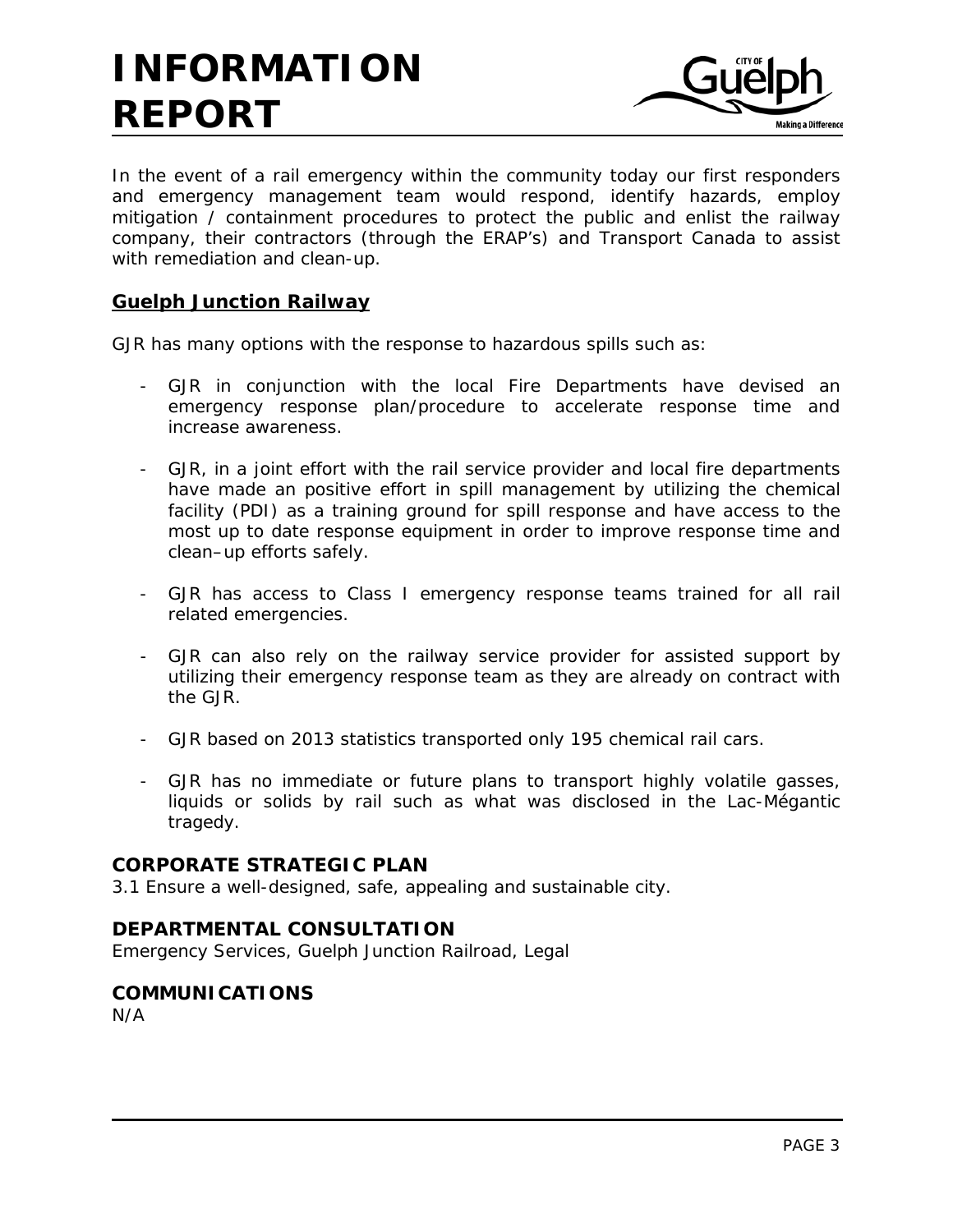In the event of a rail emergency within the community today our first responders and emergency management team would respond, identify hazards, employ mitigation / containment procedures to protect the public and enlist the railway company, their contractors (through the ERAP's) and Transport Canada to assist with remediation and clean-up.

**Guelph Junction Railway**

GJR has many options with the response to hazardous spills such as:

- GJR in conjunction with the local Fire Departments have devised an emergency response plan/procedure to accelerate response time and increase awareness.

- GJR, in a joint effort with the rail service provider and local fire departments have made an positive effort in spill management by utilizing the chemical facility (PDI) as a training ground for spill response and have access to the most up to date response equipment in order to improve response time and clean–up efforts safely.

- GJR has access to Class I emergency response teams trained for all rail related emergencies.

- GJR can also rely on the railway service provider for assisted support by utilizing their emergency response team as they are already on contract with the GJR.

- GJR based on 2013 statistics transported only 195 chemical rail cars.

- GJR has no immediate or future plans to transport highly volatile gasses, liquids or solids by rail such as what was disclosed in the Lac-Mégantic tragedy.

## CORPORATE STRATEGIC PLAN

3.1 Ensure a well-designed, safe, appealing and sustainable city.

## DEPARTMENTAL CONSULTATION

Emergency Services, Guelph Junction Railroad, Legal

## COMMUNICATIONS

N/A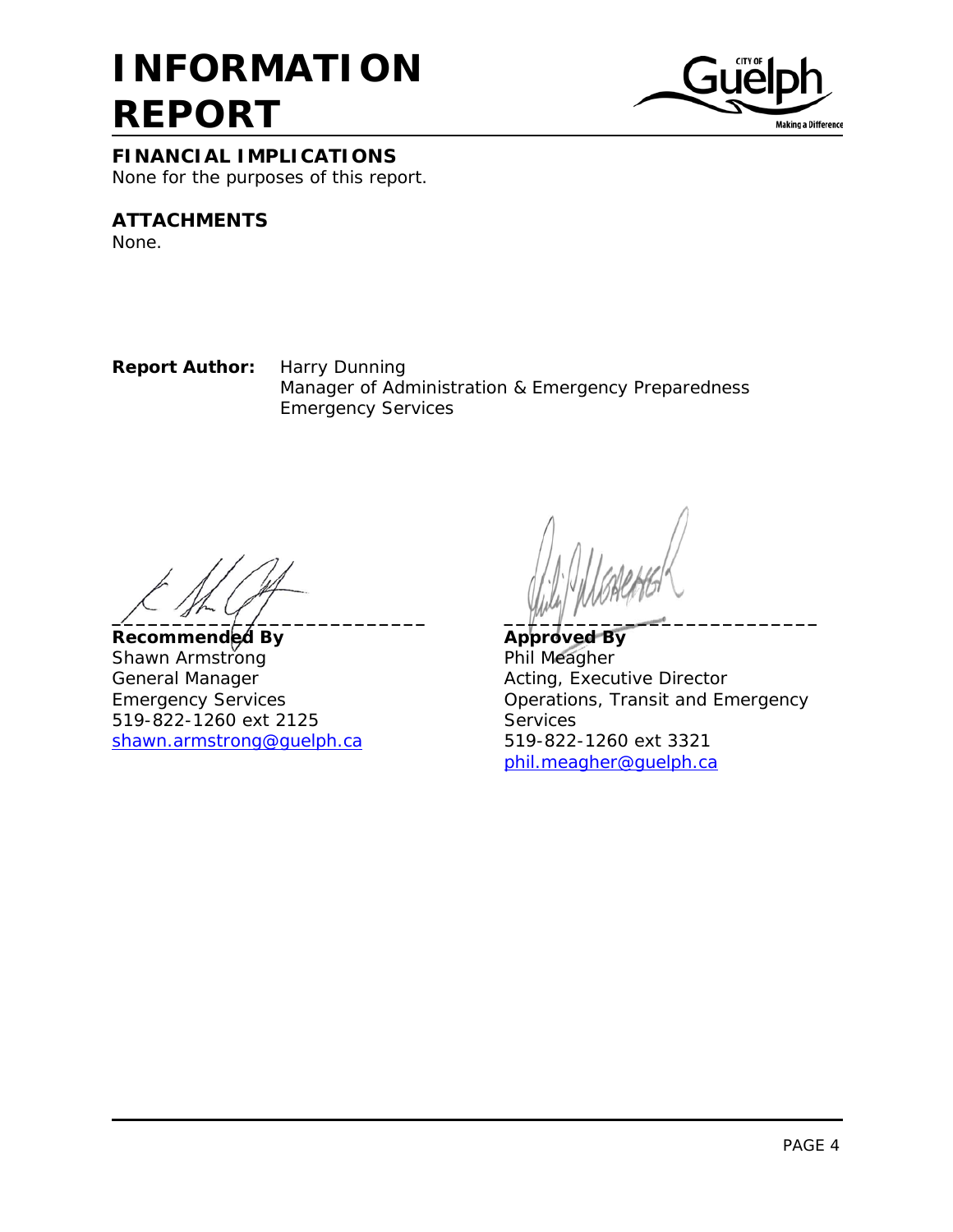## FINANCIAL IMPLICATIONS

None for the purposes of this report.

## ATTACHMENTS

None.

**Report Author:** Harry Dunning
Manager of Administration & Emergency Preparedness
Emergency Services

**Recommended By**
Shawn Armstrong
General Manager
Emergency Services
519-822-1260 ext 2125
shawn.armstrong@guelph.ca

**Approved By**
Phil Meagher
Acting, Executive Director
Operations, Transit and Emergency Services
519-822-1260 ext 3321
phil.meagher@guelph.ca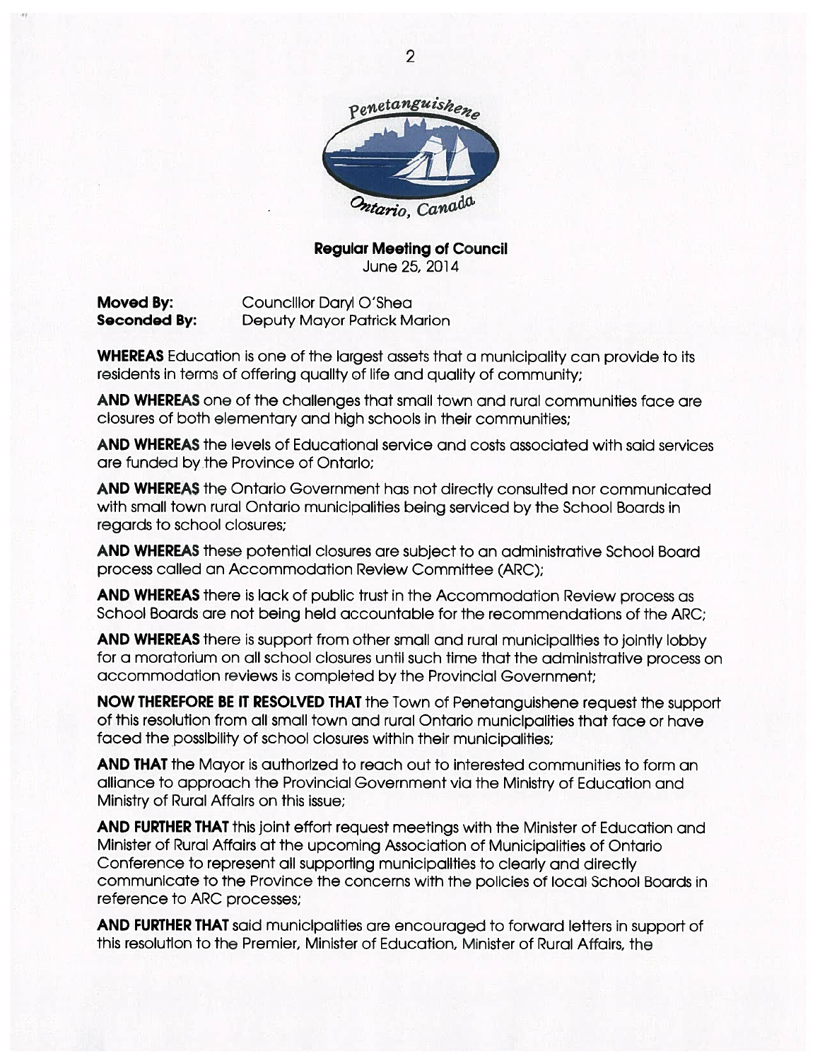**Regular Meeting of Council**
June 25, 2014

**Moved By:** Councillor Daryl O'Shea
**Seconded By:** Deputy Mayor Patrick Marion

**WHEREAS** Education is one of the largest assets that a municipality can provide to its residents in terms of offering quality of life and quality of community;

**AND WHEREAS** one of the challenges that small town and rural communities face are closures of both elementary and high schools in their communities;

**AND WHEREAS** the levels of Educational service and costs associated with said services are funded by the Province of Ontario;

**AND WHEREAS** the Ontario Government has not directly consulted nor communicated with small town rural Ontario municipalities being serviced by the School Boards in regards to school closures;

**AND WHEREAS** these potential closures are subject to an administrative School Board process called an Accommodation Review Committee (ARC);

**AND WHEREAS** there is lack of public trust in the Accommodation Review process as School Boards are not being held accountable for the recommendations of the ARC;

**AND WHEREAS** there is support from other small and rural municipalities to jointly lobby for a moratorium on all school closures until such time that the administrative process on accommodation reviews is completed by the Provincial Government;

**NOW THEREFORE BE IT RESOLVED THAT** the Town of Penetanguishene request the support of this resolution from all small town and rural Ontario municipalities that face or have faced the possibility of school closures within their municipalities;

**AND THAT** the Mayor is authorized to reach out to interested communities to form an alliance to approach the Provincial Government via the Ministry of Education and Ministry of Rural Affairs on this issue;

**AND FURTHER THAT** this joint effort request meetings with the Minister of Education and Minister of Rural Affairs at the upcoming Association of Municipalities of Ontario Conference to represent all supporting municipalities to clearly and directly communicate to the Province the concerns with the policies of local School Boards in reference to ARC processes;

**AND FURTHER THAT** said municipalities are encouraged to forward letters in support of this resolution to the Premier, Minister of Education, Minister of Rural Affairs, the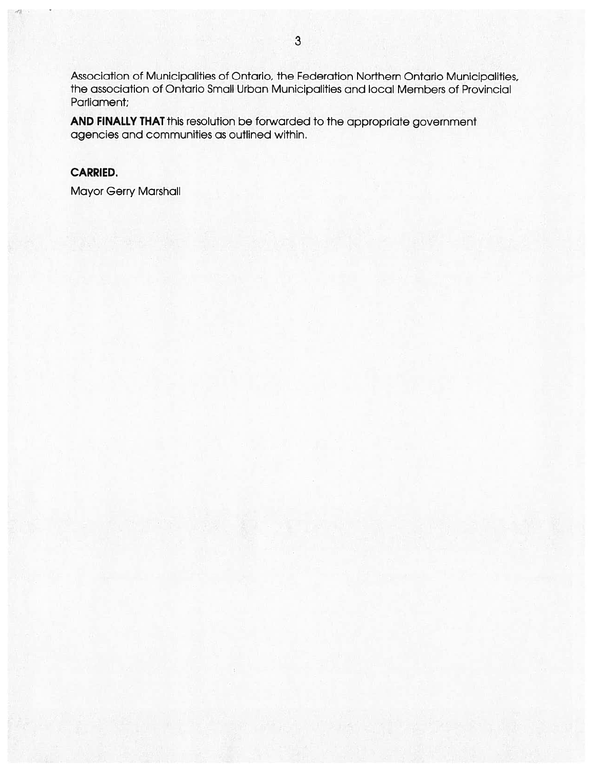Association of Municipalities of Ontario, the Federation Northern Ontario Municipalities, the association of Ontario Small Urban Municipalities and local Members of Provincial Parliament;

**AND FINALLY THAT** this resolution be forwarded to the appropriate government agencies and communities as outlined within.

**CARRIED.**

Mayor Gerry Marshall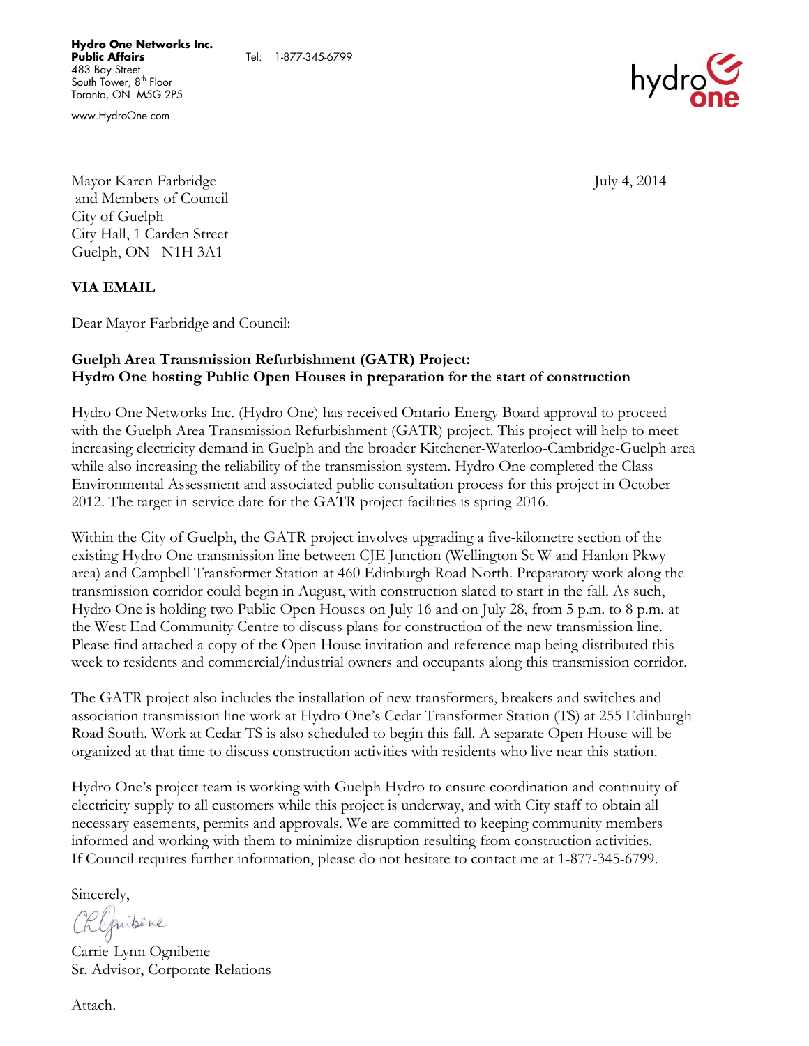**Hydro One Networks Inc.**
**Public Affairs**
483 Bay Street
South Tower, 8th Floor
Toronto, ON M5G 2P5

www.HydroOne.com

Tel: 1-877-345-6799

Mayor Karen Farbridge
and Members of Council
City of Guelph
City Hall, 1 Carden Street
Guelph, ON N1H 3A1

July 4, 2014

**VIA EMAIL**

Dear Mayor Farbridge and Council:

**Guelph Area Transmission Refurbishment (GATR) Project:**
**Hydro One hosting Public Open Houses in preparation for the start of construction**

Hydro One Networks Inc. (Hydro One) has received Ontario Energy Board approval to proceed with the Guelph Area Transmission Refurbishment (GATR) project. This project will help to meet increasing electricity demand in Guelph and the broader Kitchener-Waterloo-Cambridge-Guelph area while also increasing the reliability of the transmission system. Hydro One completed the Class Environmental Assessment and associated public consultation process for this project in October 2012. The target in-service date for the GATR project facilities is spring 2016.

Within the City of Guelph, the GATR project involves upgrading a five-kilometre section of the existing Hydro One transmission line between CJE Junction (Wellington St W and Hanlon Pkwy area) and Campbell Transformer Station at 460 Edinburgh Road North. Preparatory work along the transmission corridor could begin in August, with construction slated to start in the fall. As such, Hydro One is holding two Public Open Houses on July 16 and on July 28, from 5 p.m. to 8 p.m. at the West End Community Centre to discuss plans for construction of the new transmission line. Please find attached a copy of the Open House invitation and reference map being distributed this week to residents and commercial/industrial owners and occupants along this transmission corridor.

The GATR project also includes the installation of new transformers, breakers and switches and association transmission line work at Hydro One's Cedar Transformer Station (TS) at 255 Edinburgh Road South. Work at Cedar TS is also scheduled to begin this fall. A separate Open House will be organized at that time to discuss construction activities with residents who live near this station.

Hydro One's project team is working with Guelph Hydro to ensure coordination and continuity of electricity supply to all customers while this project is underway, and with City staff to obtain all necessary easements, permits and approvals. We are committed to keeping community members informed and working with them to minimize disruption resulting from construction activities. If Council requires further information, please do not hesitate to contact me at 1-877-345-6799.

Sincerely,

Carrie-Lynn Ognibene
Sr. Advisor, Corporate Relations

Attach.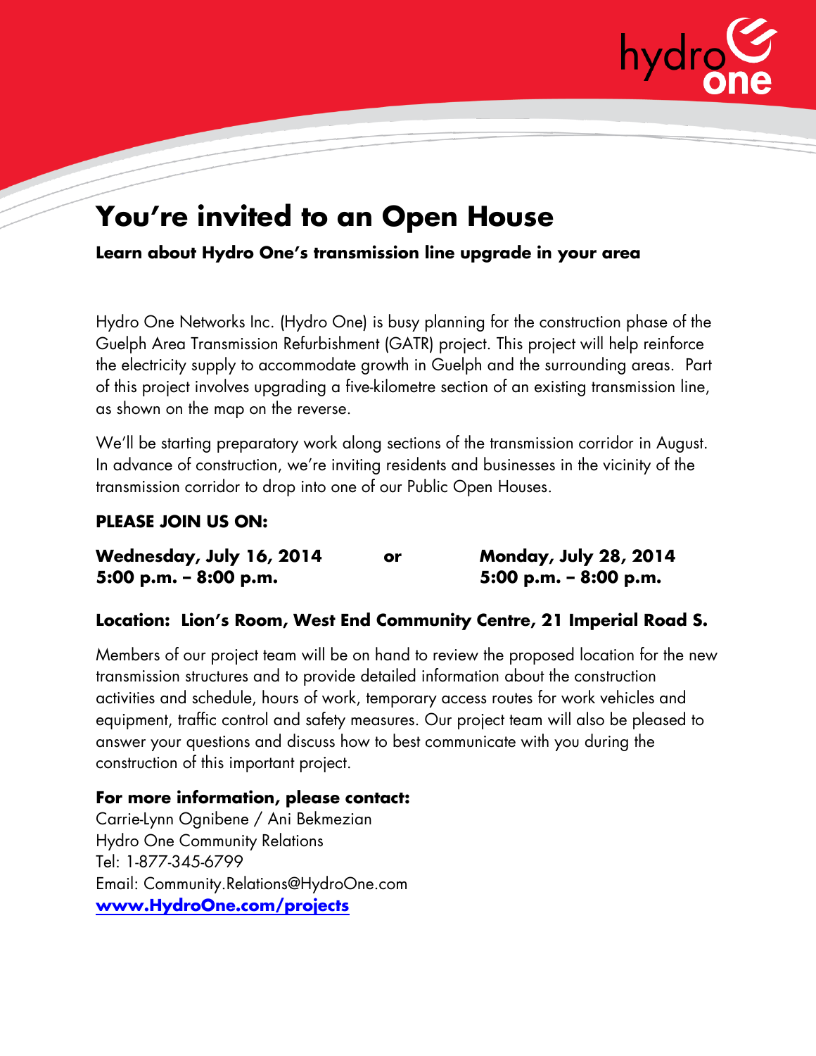# You're invited to an Open House

**Learn about Hydro One's transmission line upgrade in your area**

Hydro One Networks Inc. (Hydro One) is busy planning for the construction phase of the Guelph Area Transmission Refurbishment (GATR) project. This project will help reinforce the electricity supply to accommodate growth in Guelph and the surrounding areas. Part of this project involves upgrading a five-kilometre section of an existing transmission line, as shown on the map on the reverse.

We'll be starting preparatory work along sections of the transmission corridor in August. In advance of construction, we're inviting residents and businesses in the vicinity of the transmission corridor to drop into one of our Public Open Houses.

**PLEASE JOIN US ON:**

**Wednesday, July 16, 2014**
**5:00 p.m. – 8:00 p.m.**

**or**

**Monday, July 28, 2014**
**5:00 p.m. – 8:00 p.m.**

**Location: Lion's Room, West End Community Centre, 21 Imperial Road S.**

Members of our project team will be on hand to review the proposed location for the new transmission structures and to provide detailed information about the construction activities and schedule, hours of work, temporary access routes for work vehicles and equipment, traffic control and safety measures. Our project team will also be pleased to answer your questions and discuss how to best communicate with you during the construction of this important project.

**For more information, please contact:**
Carrie-Lynn Ognibene / Ani Bekmezian
Hydro One Community Relations
Tel: 1-877-345-6799
Email: Community.Relations@HydroOne.com
**www.HydroOne.com/projects**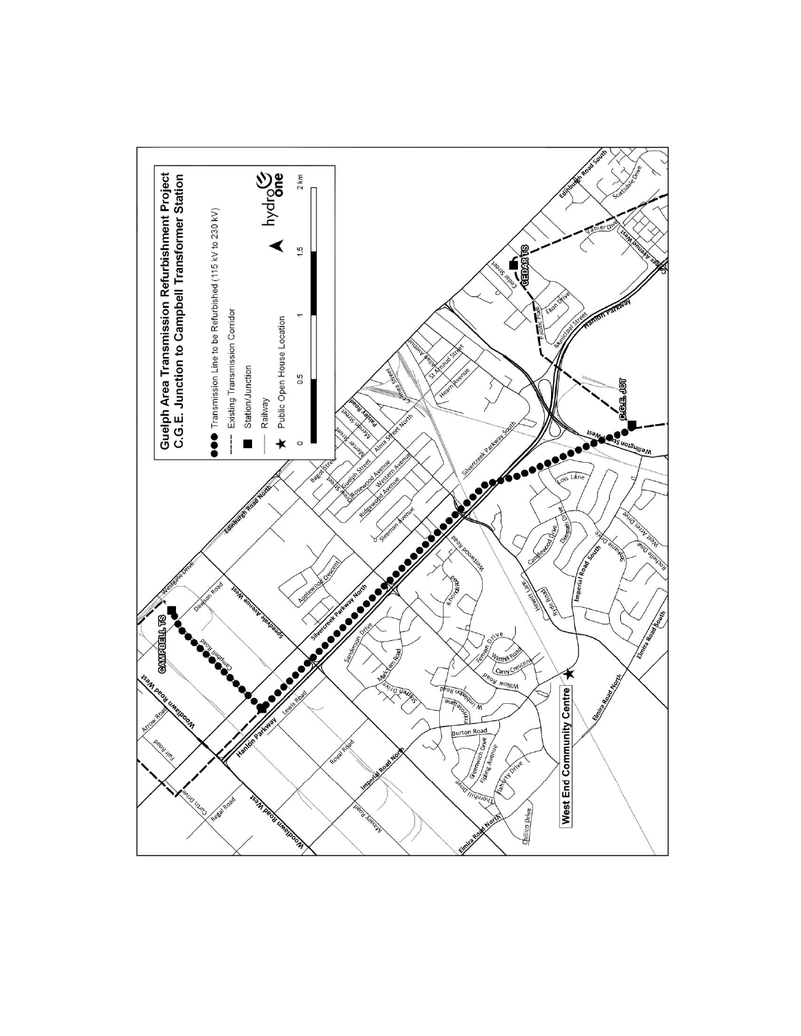**Guelph Area Transmission Refurbishment Project**
**C.G.E. Junction to Campbell Transformer Station**

Transmission Line to be Refurbished (115 kV to 230 kV)

Existing Transmission Corridor

Station/Junction

Railway

Public Open House Location

0 0.5 1 1.5 2 km

hydro one

CAMPBELL TS

CEDAR TS

C.G.E. JCT

West End Community Centre

Hanlon Parkway

Silvercreek Parkway North

Silvercreek Parkway South

Woodlawn Road West

Speedvale Avenue West

Wellington Street West

Imperial Road North

Imperial Road South

Elmira Road North

Elmira Road South

Edinburgh Road North

Edinburgh Road South

Campbell Road

Paisley Road